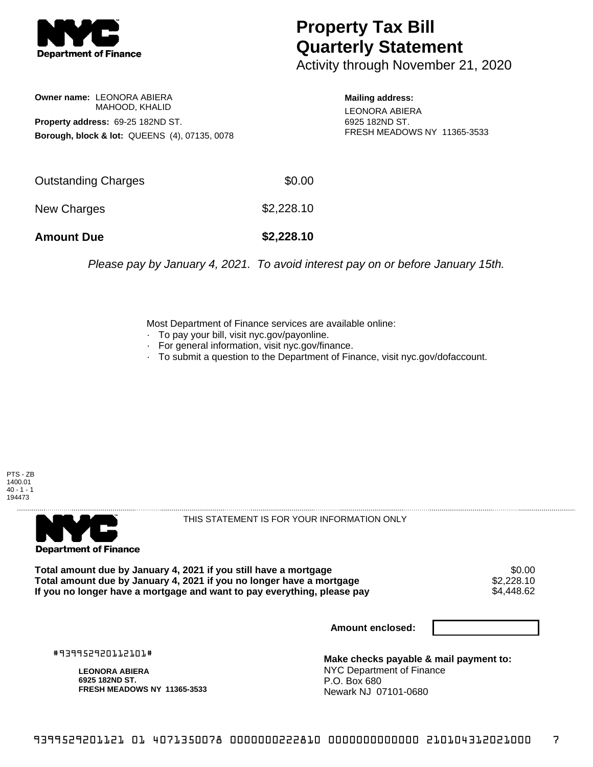NYC Department of Finance

# Property Tax Bill Quarterly Statement

Activity through November 21, 2020

**Owner name:** LEONORA ABIERA
MAHOOD, KHALID

**Property address:** 69-25 182ND ST.

**Borough, block & lot:** QUEENS (4), 07135, 0078

**Mailing address:**
LEONORA ABIERA
6925 182ND ST.
FRESH MEADOWS NY 11365-3533

| | |
|---|---|
| Outstanding Charges | $0.00 |
| New Charges | $2,228.10 |
| **Amount Due** | **$2,228.10** |

*Please pay by January 4, 2021. To avoid interest pay on or before January 15th.*

Most Department of Finance services are available online:

- To pay your bill, visit nyc.gov/payonline.
- For general information, visit nyc.gov/finance.
- To submit a question to the Department of Finance, visit nyc.gov/dofaccount.

PTS - ZB
1400.01
40 - 1 - 1
194473

---

NYC Department of Finance

THIS STATEMENT IS FOR YOUR INFORMATION ONLY

| | |
|---|---|
| **Total amount due by January 4, 2021 if you still have a mortgage** | $0.00 |
| **Total amount due by January 4, 2021 if you no longer have a mortgage** | $2,228.10 |
| **If you no longer have a mortgage and want to pay everything, please pay** | $4,448.62 |

**Amount enclosed:**

#939952920112101#

**LEONORA ABIERA**
**6925 182ND ST.**
**FRESH MEADOWS NY 11365-3533**

**Make checks payable & mail payment to:**
NYC Department of Finance
P.O. Box 680
Newark NJ 07101-0680

9399529201121 01 4071350078 0000000222810 0000000000000 210104312021000 7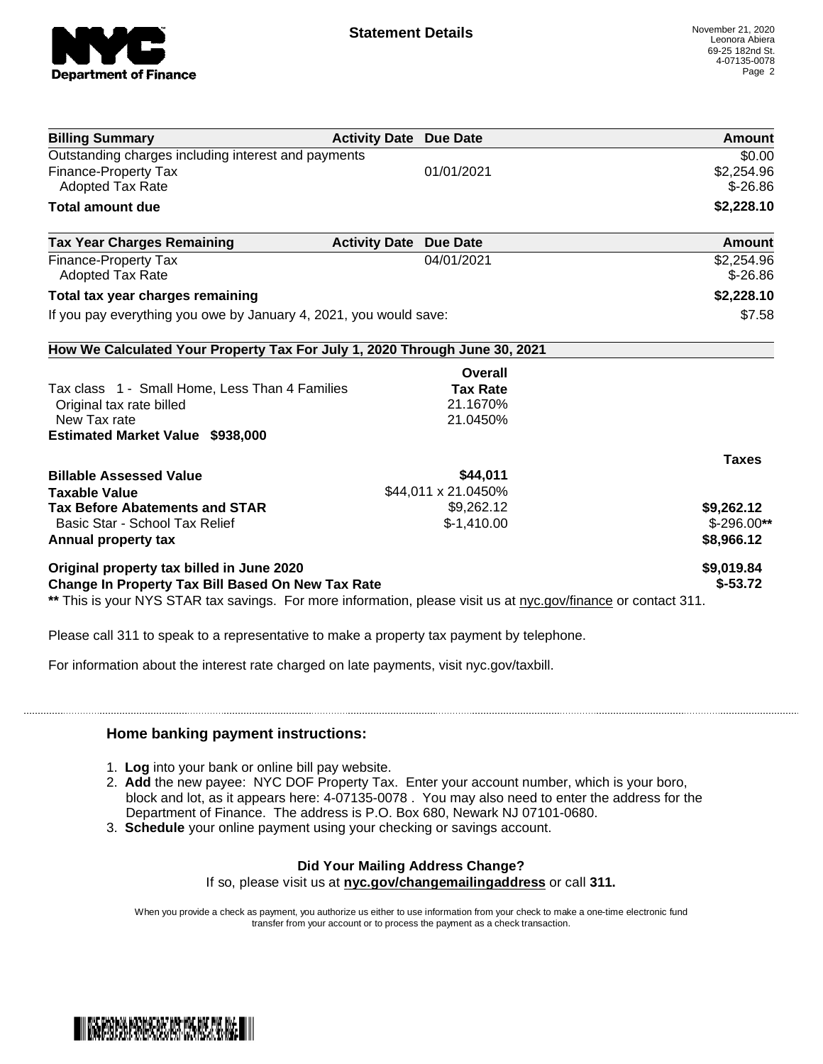**Statement Details**

November 21, 2020
Leonora Abiera
69-25 182nd St.
4-07135-0078

| Billing Summary | Activity Date | Due Date | Amount |
|---|---|---|---|
| Outstanding charges including interest and payments | | | $0.00 |
| Finance-Property Tax | | 01/01/2021 | $2,254.96 |
| Adopted Tax Rate | | | $-26.86 |
| **Total amount due** | | | **$2,228.10** |

| Tax Year Charges Remaining | Activity Date | Due Date | Amount |
|---|---|---|---|
| Finance-Property Tax | | 04/01/2021 | $2,254.96 |
| Adopted Tax Rate | | | $-26.86 |
| **Total tax year charges remaining** | | | **$2,228.10** |
| If you pay everything you owe by January 4, 2021, you would save: | | | $7.58 |

**How We Calculated Your Property Tax For July 1, 2020 Through June 30, 2021**

| | Overall Tax Rate | Taxes |
|---|---|---|
| Tax class 1 - Small Home, Less Than 4 Families | | |
| Original tax rate billed | 21.1670% | |
| New Tax rate | 21.0450% | |
| **Estimated Market Value $938,000** | | |
| **Billable Assessed Value** | **$44,011** | |
| **Taxable Value** | $44,011 x 21.0450% | |
| **Tax Before Abatements and STAR** | $9,262.12 | **$9,262.12** |
| Basic Star - School Tax Relief | $-1,410.00 | $-296.00** |
| **Annual property tax** | | **$8,966.12** |
| **Original property tax billed in June 2020** | | **$9,019.84** |
| **Change In Property Tax Bill Based On New Tax Rate** | | **$-53.72** |

** This is your NYS STAR tax savings. For more information, please visit us at nyc.gov/finance or contact 311.

Please call 311 to speak to a representative to make a property tax payment by telephone.

For information about the interest rate charged on late payments, visit nyc.gov/taxbill.

### Home banking payment instructions:

1. **Log** into your bank or online bill pay website.
2. **Add** the new payee: NYC DOF Property Tax. Enter your account number, which is your boro, block and lot, as it appears here: 4-07135-0078 . You may also need to enter the address for the Department of Finance. The address is P.O. Box 680, Newark NJ 07101-0680.
3. **Schedule** your online payment using your checking or savings account.

**Did Your Mailing Address Change?**

If so, please visit us at **nyc.gov/changemailingaddress** or call **311.**

When you provide a check as payment, you authorize us either to use information from your check to make a one-time electronic fund transfer from your account or to process the payment as a check transaction.